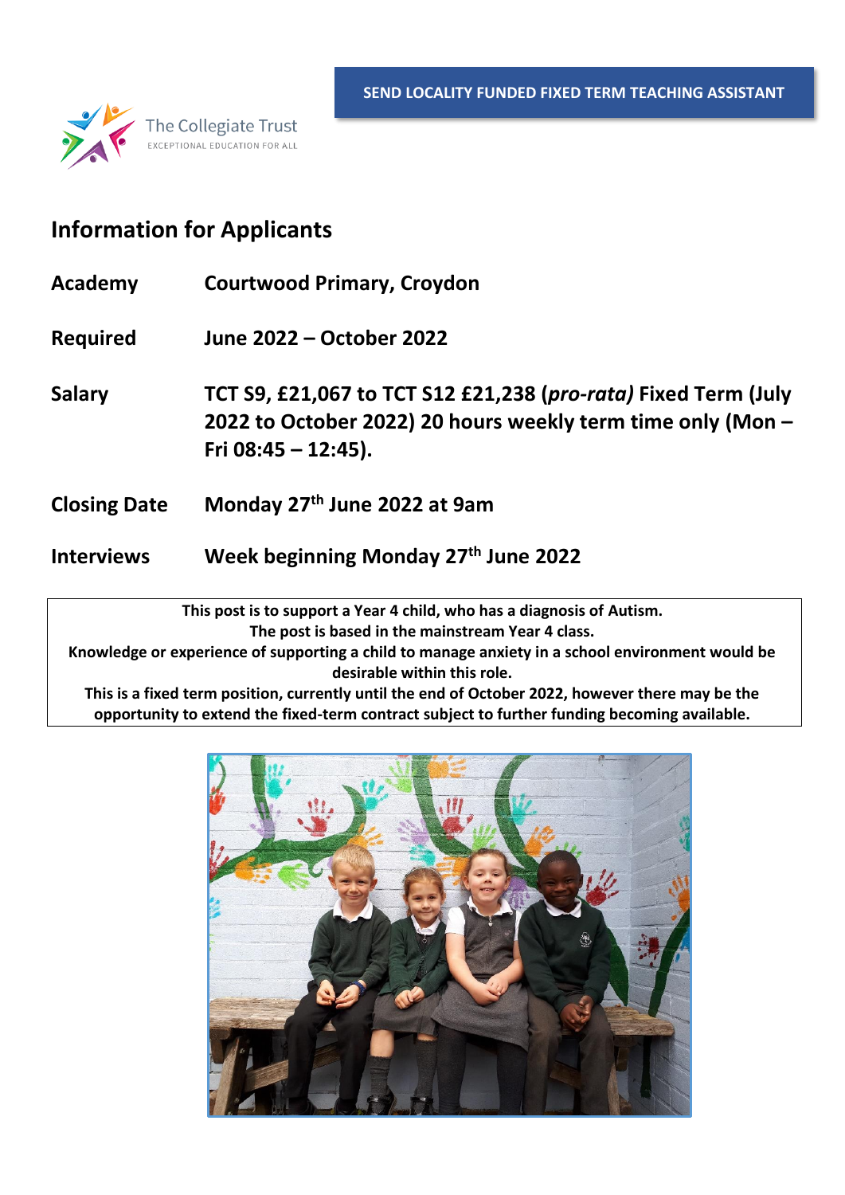**SEND LOCALITY FUNDED FIXED TERM TEACHING ASSISTANT**

The Collegiate Trust
EXCEPTIONAL EDUCATION FOR ALL

## Information for Applicants

| | |
|---|---|
| **Academy** | **Courtwood Primary, Croydon** |
| **Required** | **June 2022 – October 2022** |
| **Salary** | **TCT S9, £21,067 to TCT S12 £21,238 (*pro-rata)* Fixed Term (July 2022 to October 2022) 20 hours weekly term time only (Mon – Fri 08:45 – 12:45).** |
| **Closing Date** | **Monday 27th June 2022 at 9am** |
| **Interviews** | **Week beginning Monday 27th June 2022** |

**This post is to support a Year 4 child, who has a diagnosis of Autism.**
**The post is based in the mainstream Year 4 class.**
**Knowledge or experience of supporting a child to manage anxiety in a school environment would be desirable within this role.**
**This is a fixed term position, currently until the end of October 2022, however there may be the opportunity to extend the fixed-term contract subject to further funding becoming available.**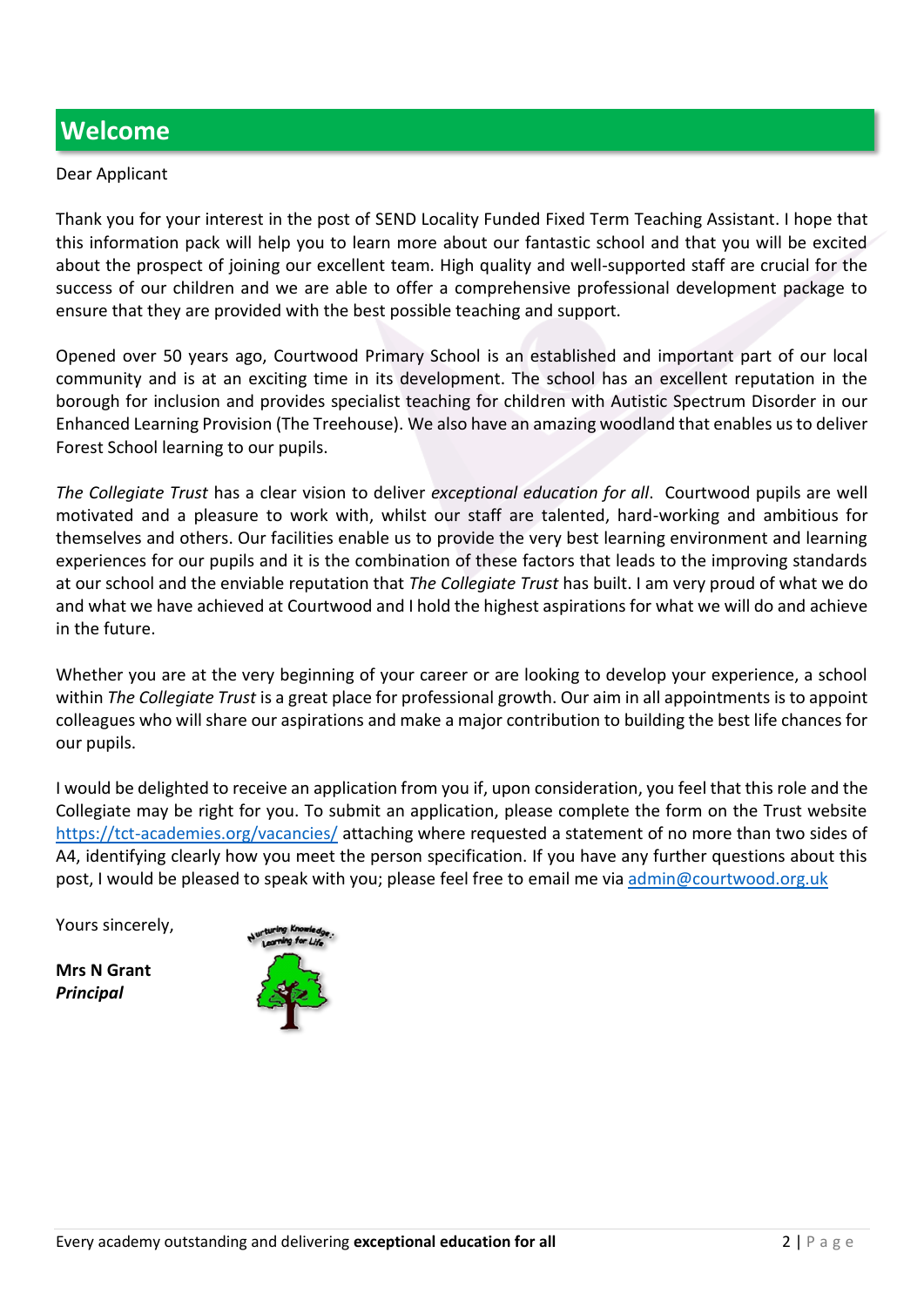# Welcome

Dear Applicant

Thank you for your interest in the post of SEND Locality Funded Fixed Term Teaching Assistant. I hope that this information pack will help you to learn more about our fantastic school and that you will be excited about the prospect of joining our excellent team. High quality and well-supported staff are crucial for the success of our children and we are able to offer a comprehensive professional development package to ensure that they are provided with the best possible teaching and support.

Opened over 50 years ago, Courtwood Primary School is an established and important part of our local community and is at an exciting time in its development. The school has an excellent reputation in the borough for inclusion and provides specialist teaching for children with Autistic Spectrum Disorder in our Enhanced Learning Provision (The Treehouse). We also have an amazing woodland that enables us to deliver Forest School learning to our pupils.

*The Collegiate Trust* has a clear vision to deliver *exceptional education for all*. Courtwood pupils are well motivated and a pleasure to work with, whilst our staff are talented, hard-working and ambitious for themselves and others. Our facilities enable us to provide the very best learning environment and learning experiences for our pupils and it is the combination of these factors that leads to the improving standards at our school and the enviable reputation that *The Collegiate Trust* has built. I am very proud of what we do and what we have achieved at Courtwood and I hold the highest aspirations for what we will do and achieve in the future.

Whether you are at the very beginning of your career or are looking to develop your experience, a school within *The Collegiate Trust* is a great place for professional growth. Our aim in all appointments is to appoint colleagues who will share our aspirations and make a major contribution to building the best life chances for our pupils.

I would be delighted to receive an application from you if, upon consideration, you feel that this role and the Collegiate may be right for you. To submit an application, please complete the form on the Trust website [https://tct-academies.org/vacancies/](https://tct-academies.org/vacancies/) attaching where requested a statement of no more than two sides of A4, identifying clearly how you meet the person specification. If you have any further questions about this post, I would be pleased to speak with you; please feel free to email me via [admin@courtwood.org.uk](mailto:admin@courtwood.org.uk)

Yours sincerely,

**Mrs N Grant**
***Principal***

Every academy outstanding and delivering **exceptional education for all**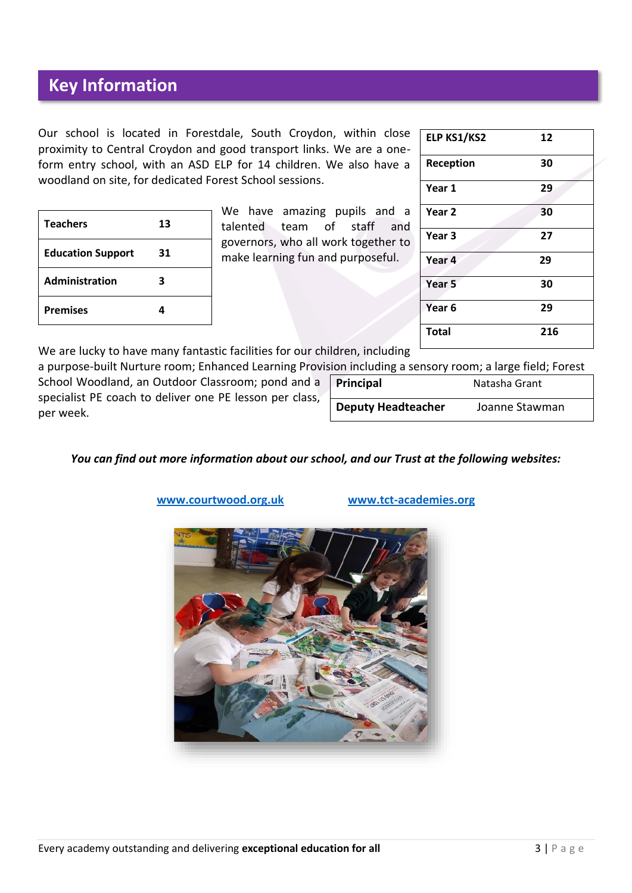## Key Information

Our school is located in Forestdale, South Croydon, within close proximity to Central Croydon and good transport links. We are a one-form entry school, with an ASD ELP for 14 children. We also have a woodland on site, for dedicated Forest School sessions.

| | |
|---|---|
| **ELP KS1/KS2** | **12** |
| **Reception** | **30** |
| **Year 1** | **29** |
| **Year 2** | **30** |
| **Year 3** | **27** |
| **Year 4** | **29** |
| **Year 5** | **30** |
| **Year 6** | **29** |
| **Total** | **216** |

| | |
|---|---|
| **Teachers** | **13** |
| **Education Support** | **31** |
| **Administration** | **3** |
| **Premises** | **4** |

We have amazing pupils and a talented team of staff and governors, who all work together to make learning fun and purposeful.

We are lucky to have many fantastic facilities for our children, including a purpose-built Nurture room; Enhanced Learning Provision including a sensory room; a large field; Forest School Woodland, an Outdoor Classroom; pond and a specialist PE coach to deliver one PE lesson per class, per week.

| | |
|---|---|
| **Principal** | Natasha Grant |
| **Deputy Headteacher** | Joanne Stawman |

***You can find out more information about our school, and our Trust at the following websites:***

[www.courtwood.org.uk](http://www.courtwood.org.uk) [www.tct-academies.org](http://www.tct-academies.org)

Every academy outstanding and delivering **exceptional education for all**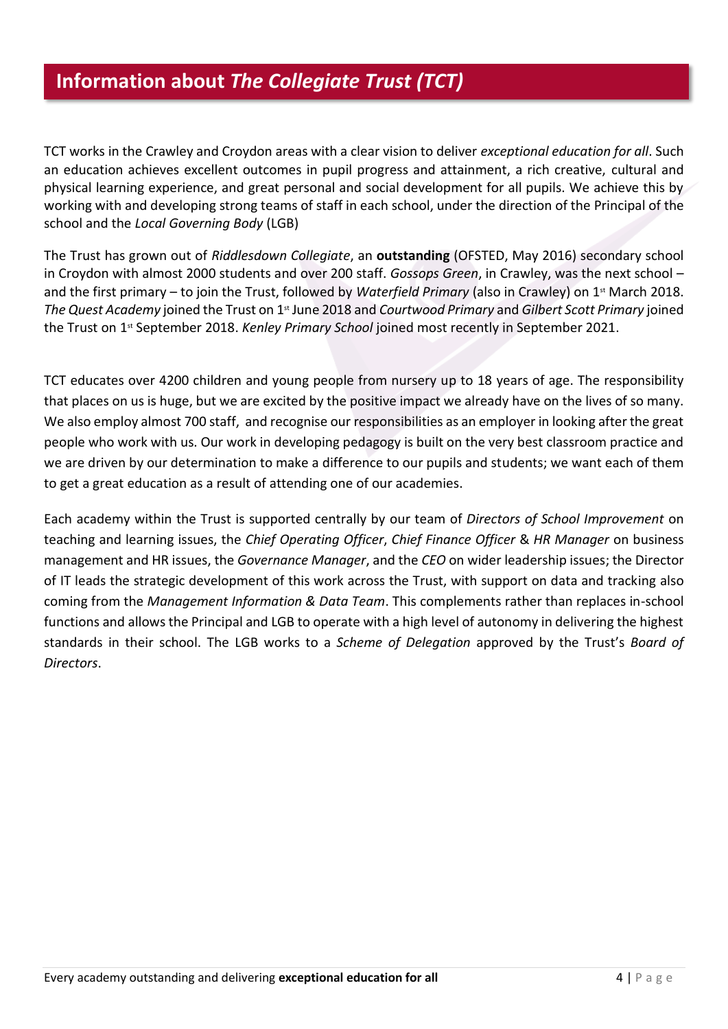## Information about *The Collegiate Trust (TCT)*

TCT works in the Crawley and Croydon areas with a clear vision to deliver *exceptional education for all*. Such an education achieves excellent outcomes in pupil progress and attainment, a rich creative, cultural and physical learning experience, and great personal and social development for all pupils. We achieve this by working with and developing strong teams of staff in each school, under the direction of the Principal of the school and the *Local Governing Body* (LGB)

The Trust has grown out of *Riddlesdown Collegiate*, an **outstanding** (OFSTED, May 2016) secondary school in Croydon with almost 2000 students and over 200 staff. *Gossops Green*, in Crawley, was the next school – and the first primary – to join the Trust, followed by *Waterfield Primary* (also in Crawley) on 1st March 2018. *The Quest Academy* joined the Trust on 1st June 2018 and *Courtwood Primary* and *Gilbert Scott Primary* joined the Trust on 1st September 2018. *Kenley Primary School* joined most recently in September 2021.

TCT educates over 4200 children and young people from nursery up to 18 years of age. The responsibility that places on us is huge, but we are excited by the positive impact we already have on the lives of so many. We also employ almost 700 staff, and recognise our responsibilities as an employer in looking after the great people who work with us. Our work in developing pedagogy is built on the very best classroom practice and we are driven by our determination to make a difference to our pupils and students; we want each of them to get a great education as a result of attending one of our academies.

Each academy within the Trust is supported centrally by our team of *Directors of School Improvement* on teaching and learning issues, the *Chief Operating Officer*, *Chief Finance Officer* & *HR Manager* on business management and HR issues, the *Governance Manager*, and the *CEO* on wider leadership issues; the Director of IT leads the strategic development of this work across the Trust, with support on data and tracking also coming from the *Management Information & Data Team*. This complements rather than replaces in-school functions and allows the Principal and LGB to operate with a high level of autonomy in delivering the highest standards in their school. The LGB works to a *Scheme of Delegation* approved by the Trust's *Board of Directors*.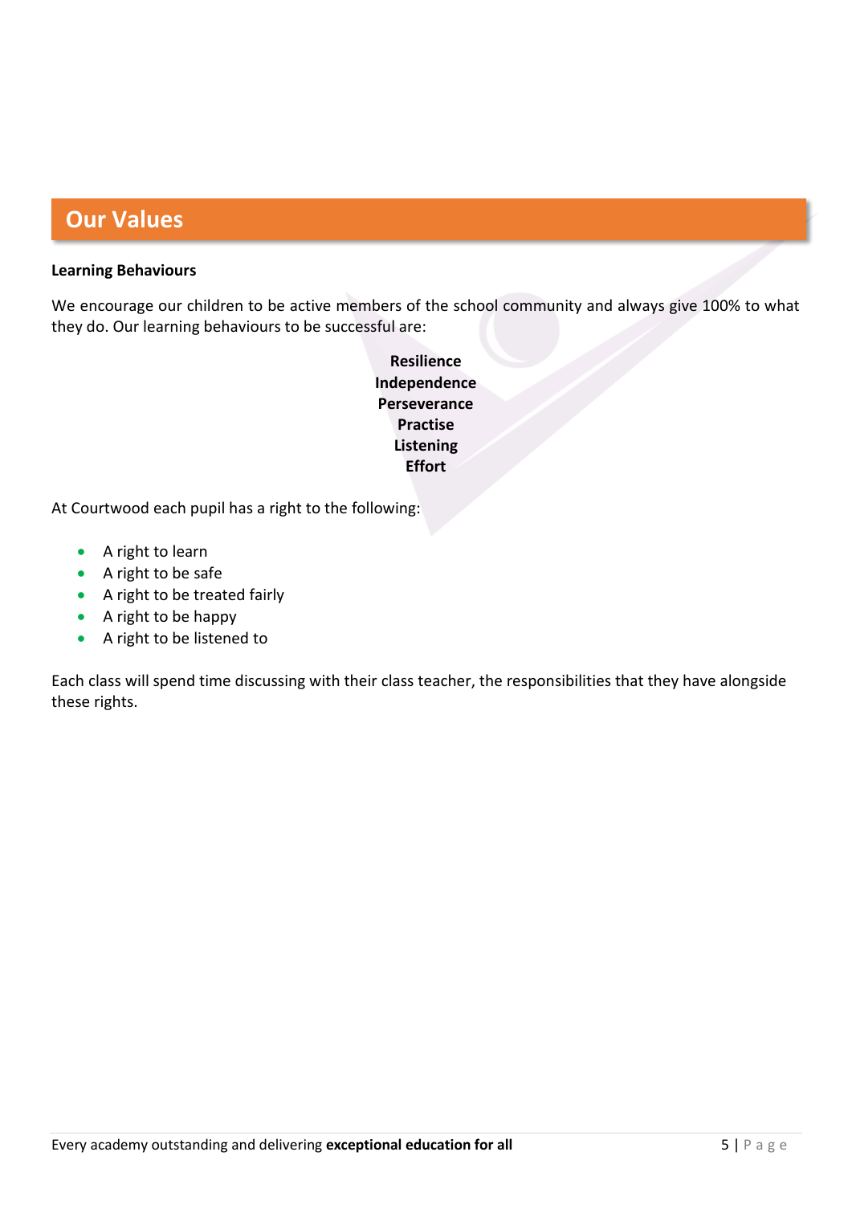## Our Values

**Learning Behaviours**

We encourage our children to be active members of the school community and always give 100% to what they do. Our learning behaviours to be successful are:

**Resilience**
**Independence**
**Perseverance**
**Practise**
**Listening**
**Effort**

At Courtwood each pupil has a right to the following:

- A right to learn
- A right to be safe
- A right to be treated fairly
- A right to be happy
- A right to be listened to

Each class will spend time discussing with their class teacher, the responsibilities that they have alongside these rights.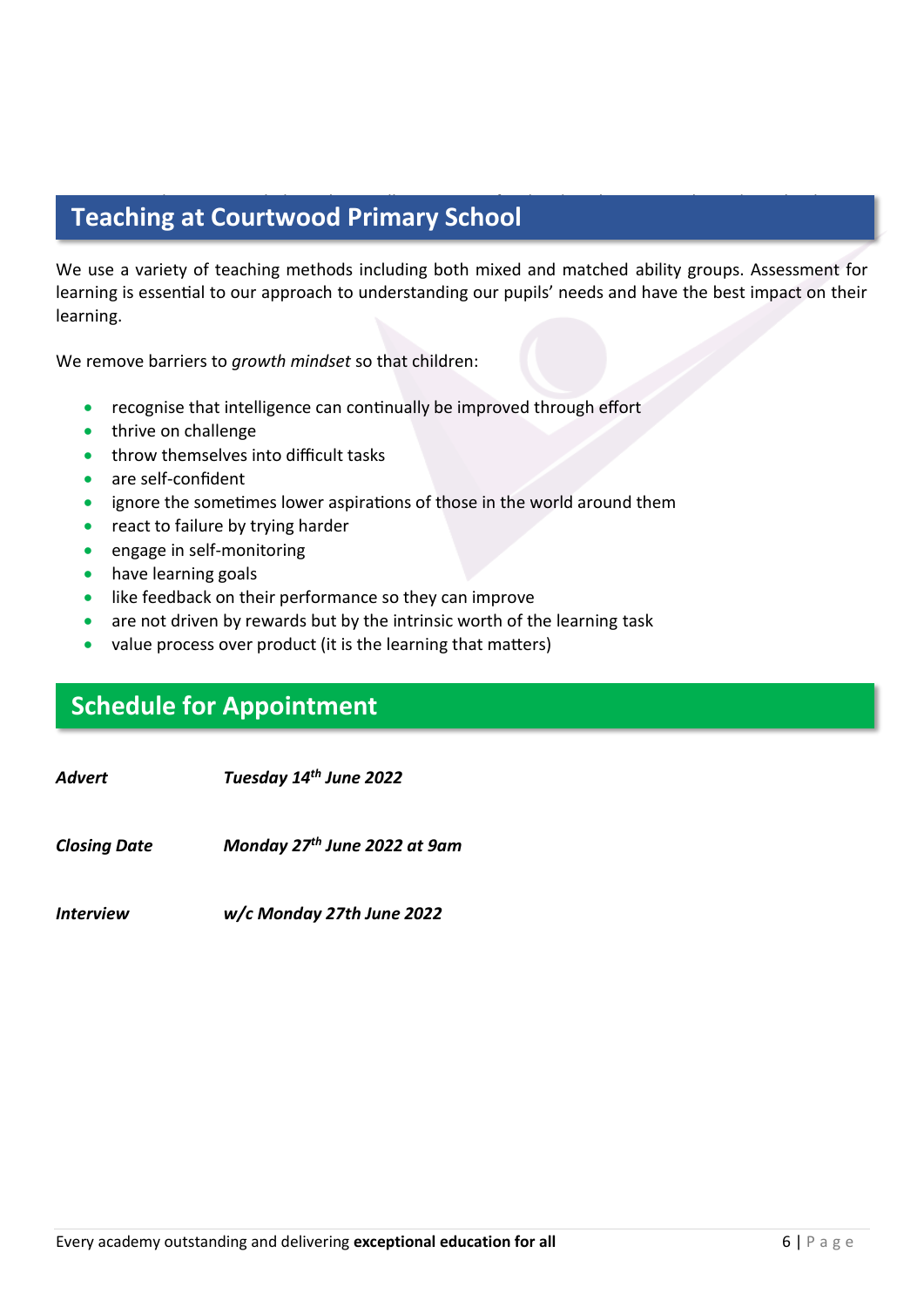## Teaching at Courtwood Primary School

We use a variety of teaching methods including both mixed and matched ability groups. Assessment for learning is essential to our approach to understanding our pupils' needs and have the best impact on their learning.

We remove barriers to *growth mindset* so that children:

- recognise that intelligence can continually be improved through effort
- thrive on challenge
- throw themselves into difficult tasks
- are self-confident
- ignore the sometimes lower aspirations of those in the world around them
- react to failure by trying harder
- engage in self-monitoring
- have learning goals
- like feedback on their performance so they can improve
- are not driven by rewards but by the intrinsic worth of the learning task
- value process over product (it is the learning that matters)

## Schedule for Appointment

***Advert*** ***Tuesday 14th June 2022***

***Closing Date*** ***Monday 27th June 2022 at 9am***

***Interview*** ***w/c Monday 27th June 2022***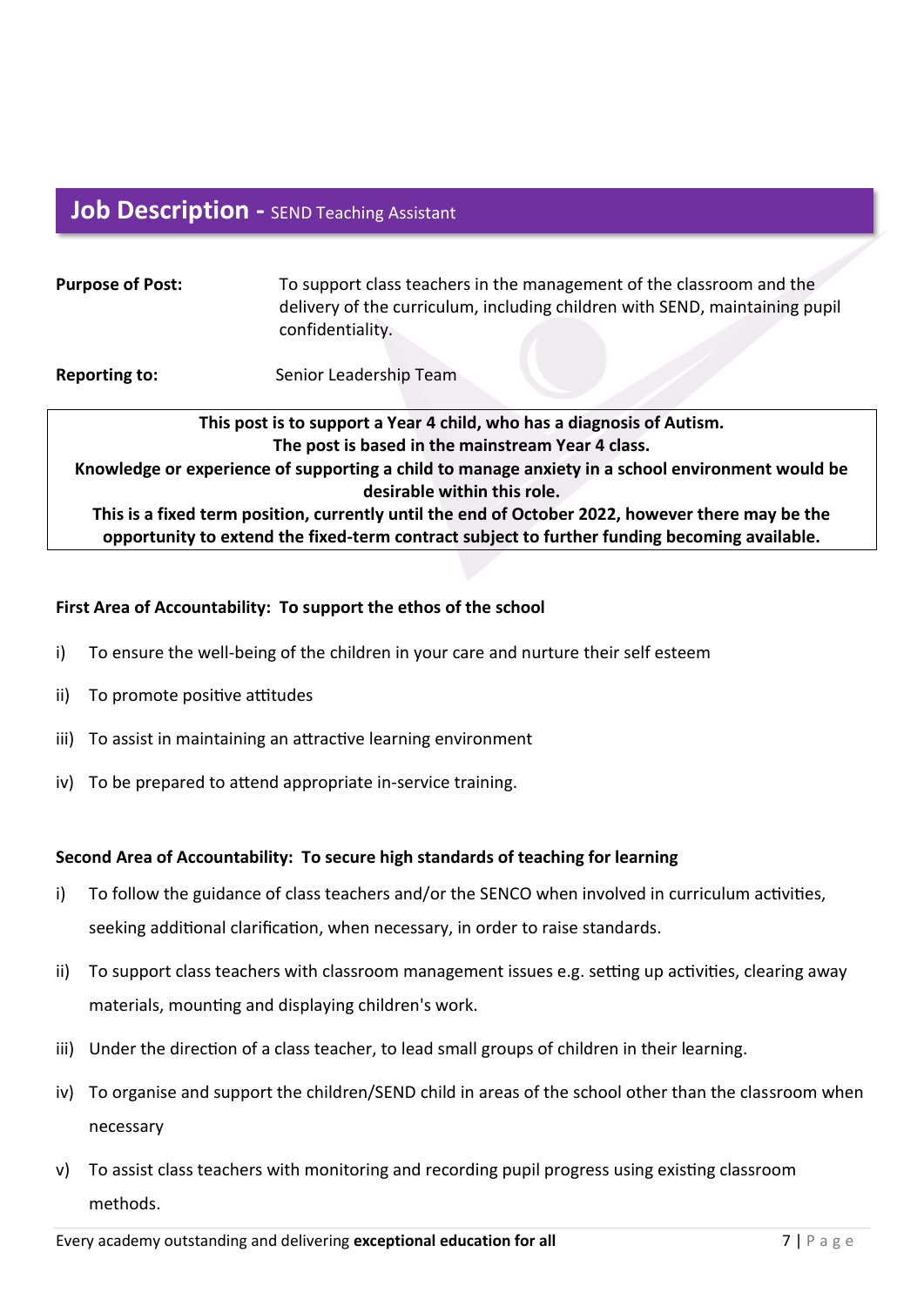## Job Description - SEND Teaching Assistant

**Purpose of Post:** To support class teachers in the management of the classroom and the delivery of the curriculum, including children with SEND, maintaining pupil confidentiality.

**Reporting to:** Senior Leadership Team

**This post is to support a Year 4 child, who has a diagnosis of Autism.**
**The post is based in the mainstream Year 4 class.**
**Knowledge or experience of supporting a child to manage anxiety in a school environment would be desirable within this role.**
**This is a fixed term position, currently until the end of October 2022, however there may be the opportunity to extend the fixed-term contract subject to further funding becoming available.**

**First Area of Accountability: To support the ethos of the school**

i) To ensure the well-being of the children in your care and nurture their self esteem

ii) To promote positive attitudes

iii) To assist in maintaining an attractive learning environment

iv) To be prepared to attend appropriate in-service training.

**Second Area of Accountability: To secure high standards of teaching for learning**

i) To follow the guidance of class teachers and/or the SENCO when involved in curriculum activities, seeking additional clarification, when necessary, in order to raise standards.

ii) To support class teachers with classroom management issues e.g. setting up activities, clearing away materials, mounting and displaying children's work.

iii) Under the direction of a class teacher, to lead small groups of children in their learning.

iv) To organise and support the children/SEND child in areas of the school other than the classroom when necessary

v) To assist class teachers with monitoring and recording pupil progress using existing classroom methods.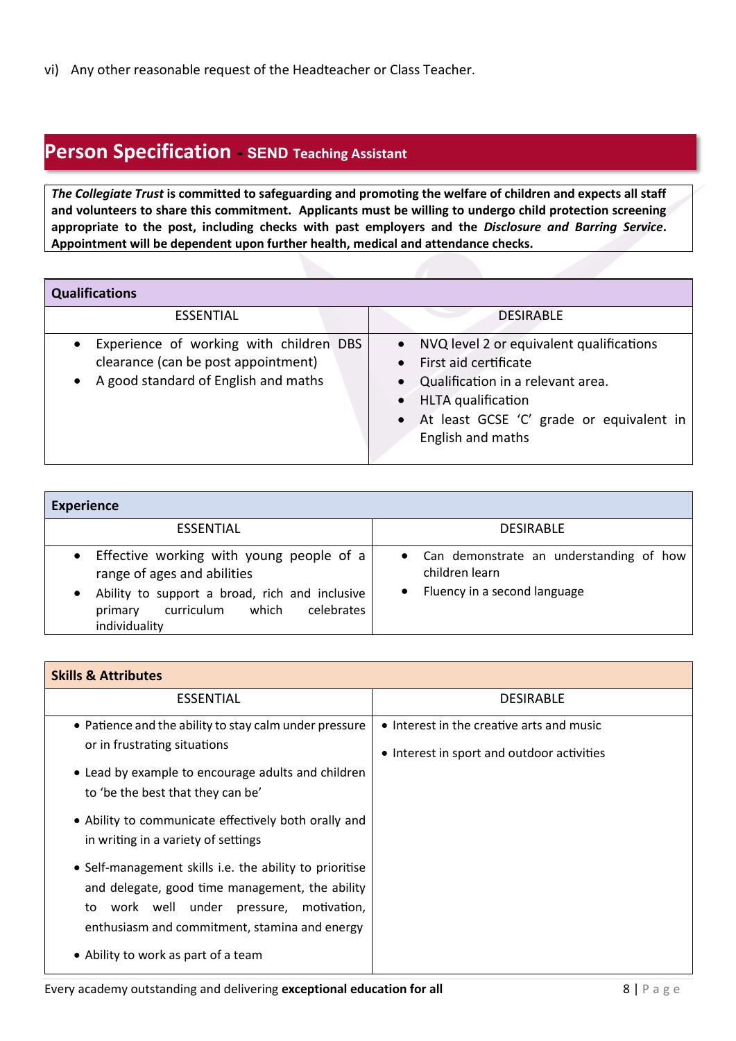vi) Any other reasonable request of the Headteacher or Class Teacher.

## Person Specification - SEND Teaching Assistant

***The Collegiate Trust* is committed to safeguarding and promoting the welfare of children and expects all staff and volunteers to share this commitment. Applicants must be willing to undergo child protection screening appropriate to the post, including checks with past employers and the *Disclosure and Barring Service*. Appointment will be dependent upon further health, medical and attendance checks.**

| **Qualifications** | |
|---|---|
| ESSENTIAL | DESIRABLE |
| • Experience of working with children DBS clearance (can be post appointment)<br>• A good standard of English and maths | • NVQ level 2 or equivalent qualifications<br>• First aid certificate<br>• Qualification in a relevant area.<br>• HLTA qualification<br>• At least GCSE 'C' grade or equivalent in English and maths |

| **Experience** | |
|---|---|
| ESSENTIAL | DESIRABLE |
| • Effective working with young people of a range of ages and abilities<br>• Ability to support a broad, rich and inclusive primary curriculum which celebrates individuality | • Can demonstrate an understanding of how children learn<br>• Fluency in a second language |

| **Skills & Attributes** | |
|---|---|
| ESSENTIAL | DESIRABLE |
| • Patience and the ability to stay calm under pressure or in frustrating situations<br>• Lead by example to encourage adults and children to 'be the best that they can be'<br>• Ability to communicate effectively both orally and in writing in a variety of settings<br>• Self-management skills i.e. the ability to prioritise and delegate, good time management, the ability to work well under pressure, motivation, enthusiasm and commitment, stamina and energy<br>• Ability to work as part of a team | • Interest in the creative arts and music<br>• Interest in sport and outdoor activities |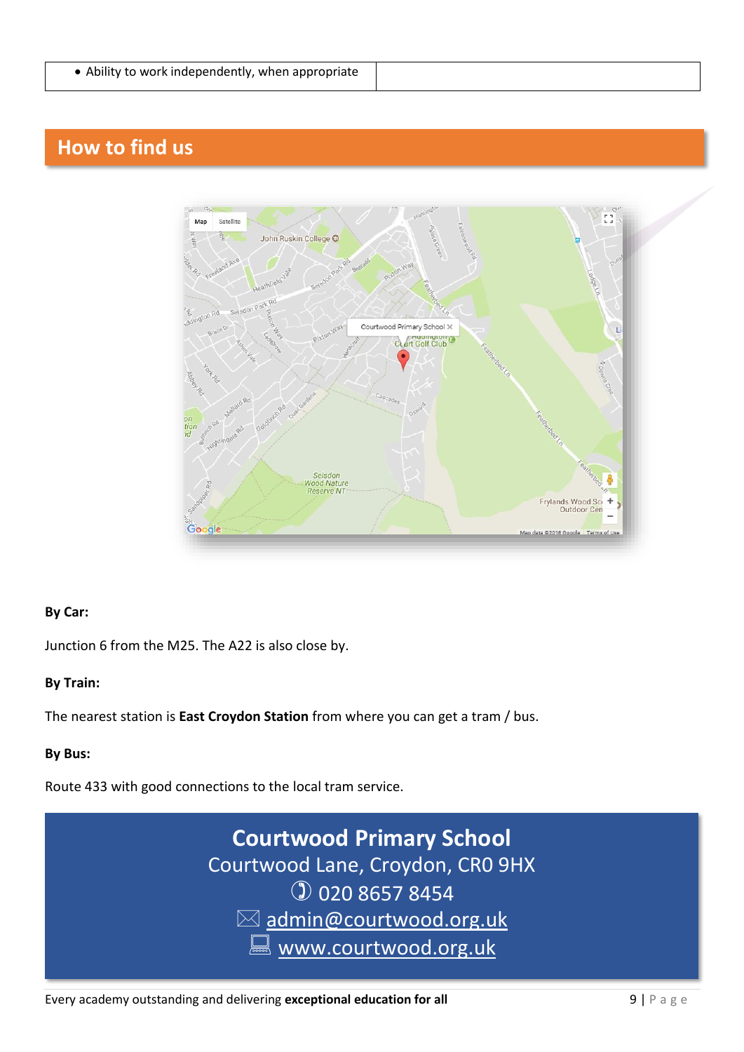| | |
|---|---|
| • Ability to work independently, when appropriate | |

## How to find us

**By Car:**

Junction 6 from the M25. The A22 is also close by.

**By Train:**

The nearest station is **East Croydon Station** from where you can get a tram / bus.

**By Bus:**

Route 433 with good connections to the local tram service.

**Courtwood Primary School**
Courtwood Lane, Croydon, CR0 9HX
020 8657 8454
admin@courtwood.org.uk
www.courtwood.org.uk

Every academy outstanding and delivering **exceptional education for all**